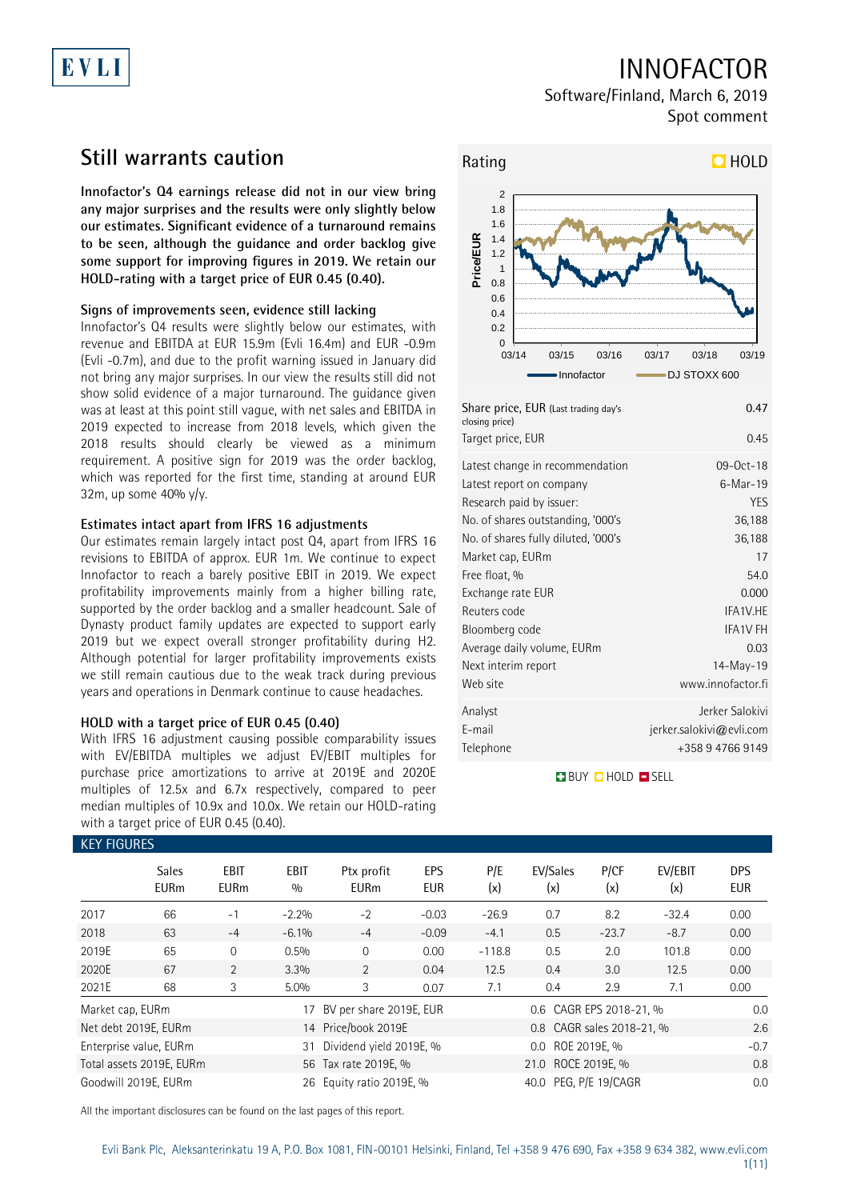# INNOFACTOR

Software/Finland, March 6, 2019

Spot comment

## Still warrants caution

**Innofactor's Q4 earnings release did not in our view bring any major surprises and the results were only slightly below our estimates. Significant evidence of a turnaround remains to be seen, although the guidance and order backlog give some support for improving figures in 2019. We retain our HOLD-rating with a target price of EUR 0.45 (0.40).**

### Signs of improvements seen, evidence still lacking

Innofactor's Q4 results were slightly below our estimates, with revenue and EBITDA at EUR 15.9m (Evli 16.4m) and EUR -0.9m (Evli -0.7m), and due to the profit warning issued in January did not bring any major surprises. In our view the results still did not show solid evidence of a major turnaround. The guidance given was at least at this point still vague, with net sales and EBITDA in 2019 expected to increase from 2018 levels, which given the 2018 results should clearly be viewed as a minimum requirement. A positive sign for 2019 was the order backlog, which was reported for the first time, standing at around EUR 32m, up some 40% y/y.

### Estimates intact apart from IFRS 16 adjustments

Our estimates remain largely intact post Q4, apart from IFRS 16 revisions to EBITDA of approx. EUR 1m. We continue to expect Innofactor to reach a barely positive EBIT in 2019. We expect profitability improvements mainly from a higher billing rate, supported by the order backlog and a smaller headcount. Sale of Dynasty product family updates are expected to support early 2019 but we expect overall stronger profitability during H2. Although potential for larger profitability improvements exists we still remain cautious due to the weak track during previous years and operations in Denmark continue to cause headaches.

### HOLD with a target price of EUR 0.45 (0.40)

With IFRS 16 adjustment causing possible comparability issues with EV/EBITDA multiples we adjust EV/EBIT multiples for purchase price amortizations to arrive at 2019E and 2020E multiples of 12.5x and 6.7x respectively, compared to peer median multiples of 10.9x and 10.0x. We retain our HOLD-rating with a target price of EUR 0.45 (0.40).

**Rating: HOLD**

| | |
|---|---|
| Share price, EUR (Last trading day's closing price) | 0.47 |
| Target price, EUR | 0.45 |

| | |
|---|---|
| Latest change in recommendation | 09-Oct-18 |
| Latest report on company | 6-Mar-19 |
| Research paid by issuer: | YES |
| No. of shares outstanding, '000's | 36,188 |
| No. of shares fully diluted, '000's | 36,188 |
| Market cap, EURm | 17 |
| Free float, % | 54.0 |
| Exchange rate EUR | 0.000 |
| Reuters code | IFA1V.HE |
| Bloomberg code | IFA1V FH |
| Average daily volume, EURm | 0.03 |
| Next interim report | 14-May-19 |
| Web site | www.innofactor.fi |

| | |
|---|---|
| Analyst | Jerker Salokivi |
| E-mail | jerker.salokivi@evli.com |
| Telephone | +358 9 4766 9149 |

BUY HOLD SELL

### KEY FIGURES

| | Sales EURm | EBIT EURm | EBIT % | Ptx profit EURm | EPS EUR | P/E (x) | EV/Sales (x) | P/CF (x) | EV/EBIT (x) | DPS EUR |
|---|---|---|---|---|---|---|---|---|---|---|
| 2017 | 66 | -1 | -2.2% | -2 | -0.03 | -26.9 | 0.7 | 8.2 | -32.4 | 0.00 |
| 2018 | 63 | -4 | -6.1% | -4 | -0.09 | -4.1 | 0.5 | -23.7 | -8.7 | 0.00 |
| 2019E | 65 | 0 | 0.5% | 0 | 0.00 | -118.8 | 0.5 | 2.0 | 101.8 | 0.00 |
| 2020E | 67 | 2 | 3.3% | 2 | 0.04 | 12.5 | 0.4 | 3.0 | 12.5 | 0.00 |
| 2021E | 68 | 3 | 5.0% | 3 | 0.07 | 7.1 | 0.4 | 2.9 | 7.1 | 0.00 |

| | | | | | |
|---|---|---|---|---|---|
| Market cap, EURm | 17 | BV per share 2019E, EUR | 0.6 | CAGR EPS 2018-21, % | 0.0 |
| Net debt 2019E, EURm | 14 | Price/book 2019E | 0.8 | CAGR sales 2018-21, % | 2.6 |
| Enterprise value, EURm | 31 | Dividend yield 2019E, % | 0.0 | ROE 2019E, % | -0.7 |
| Total assets 2019E, EURm | 56 | Tax rate 2019E, % | 21.0 | ROCE 2019E, % | 0.8 |
| Goodwill 2019E, EURm | 26 | Equity ratio 2019E, % | 40.0 | PEG, P/E 19/CAGR | 0.0 |

All the important disclosures can be found on the last pages of this report.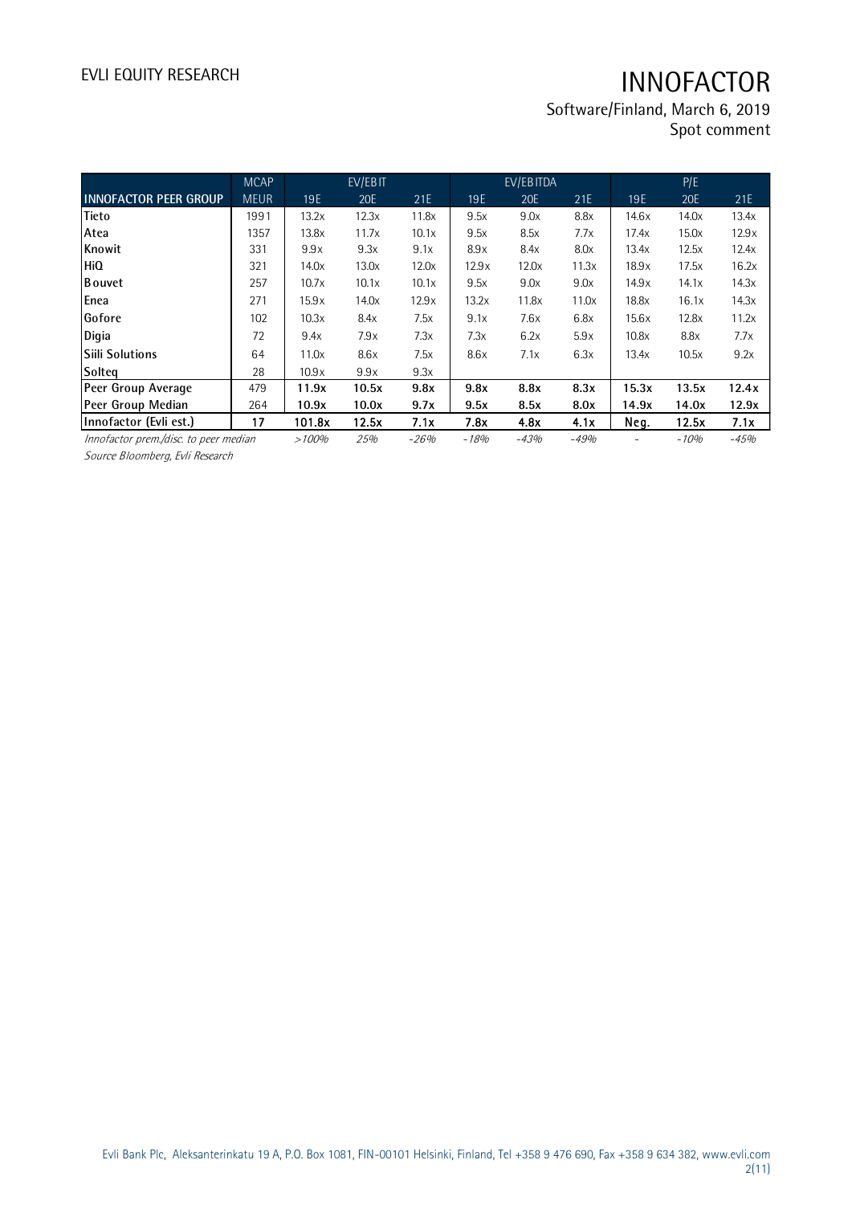| INNOFACTOR PEER GROUP | MCAP | EV/EBIT | | | EV/EBITDA | | | P/E | | |
|---|---|---|---|---|---|---|---|---|---|---|
| | MEUR | 19E | 20E | 21E | 19E | 20E | 21E | 19E | 20E | 21E |
| Tieto | 1991 | 13.2x | 12.3x | 11.8x | 9.5x | 9.0x | 8.8x | 14.6x | 14.0x | 13.4x |
| Atea | 1357 | 13.8x | 11.7x | 10.1x | 9.5x | 8.5x | 7.7x | 17.4x | 15.0x | 12.9x |
| Knowit | 331 | 9.9x | 9.3x | 9.1x | 8.9x | 8.4x | 8.0x | 13.4x | 12.5x | 12.4x |
| HiQ | 321 | 14.0x | 13.0x | 12.0x | 12.9x | 12.0x | 11.3x | 18.9x | 17.5x | 16.2x |
| Bouvet | 257 | 10.7x | 10.1x | 10.1x | 9.5x | 9.0x | 9.0x | 14.9x | 14.1x | 14.3x |
| Enea | 271 | 15.9x | 14.0x | 12.9x | 13.2x | 11.8x | 11.0x | 18.8x | 16.1x | 14.3x |
| Gofore | 102 | 10.3x | 8.4x | 7.5x | 9.1x | 7.6x | 6.8x | 15.6x | 12.8x | 11.2x |
| Digia | 72 | 9.4x | 7.9x | 7.3x | 7.3x | 6.2x | 5.9x | 10.8x | 8.8x | 7.7x |
| Siili Solutions | 64 | 11.0x | 8.6x | 7.5x | 8.6x | 7.1x | 6.3x | 13.4x | 10.5x | 9.2x |
| Solteq | 28 | 10.9x | 9.9x | 9.3x | | | | | | |
| **Peer Group Average** | 479 | **11.9x** | **10.5x** | **9.8x** | **9.8x** | **8.8x** | **8.3x** | **15.3x** | **13.5x** | **12.4x** |
| **Peer Group Median** | 264 | **10.9x** | **10.0x** | **9.7x** | **9.5x** | **8.5x** | **8.0x** | **14.9x** | **14.0x** | **12.9x** |
| **Innofactor (Evli est.)** | **17** | **101.8x** | **12.5x** | **7.1x** | **7.8x** | **4.8x** | **4.1x** | **Neg.** | **12.5x** | **7.1x** |
| *Innofactor prem./disc. to peer median* | | *>100%* | *25%* | *-26%* | *-18%* | *-43%* | *-49%* | *-* | *-10%* | *-45%* |

*Source Bloomberg, Evli Research*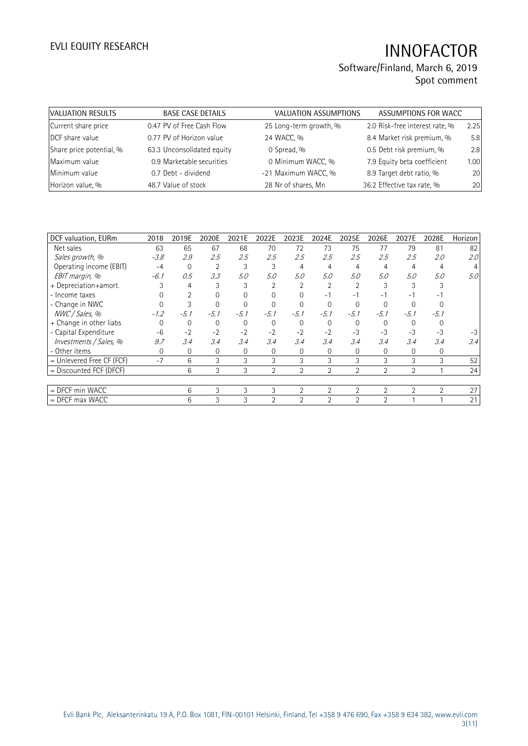| VALUATION RESULTS | BASE CASE DETAILS | | VALUATION ASSUMPTIONS | | ASSUMPTIONS FOR WACC | |
|---|---|---|---|---|---|---|
| Current share price | 0.47 | PV of Free Cash Flow | 25 | Long-term growth, % | 2.0 | Risk-free interest rate, % | 2.25 |
| DCF share value | 0.77 | PV of Horizon value | 24 | WACC, % | 8.4 | Market risk premium, % | 5.8 |
| Share price potential, % | 63.3 | Unconsolidated equity | 0 | Spread, % | 0.5 | Debt risk premium, % | 2.8 |
| Maximum value | 0.9 | Marketable securities | 0 | Minimum WACC, % | 7.9 | Equity beta coefficient | 1.00 |
| Minimum value | 0.7 | Debt - dividend | -21 | Maximum WACC, % | 8.9 | Target debt ratio, % | 20 |
| Horizon value, % | 48.7 | Value of stock | 28 | Nr of shares, Mn | 36.2 | Effective tax rate, % | 20 |

| DCF valuation, EURm | 2018 | 2019E | 2020E | 2021E | 2022E | 2023E | 2024E | 2025E | 2026E | 2027E | 2028E | Horizon |
|---|---|---|---|---|---|---|---|---|---|---|---|---|
| Net sales | 63 | 65 | 67 | 68 | 70 | 72 | 73 | 75 | 77 | 79 | 81 | 82 |
| *Sales growth, %* | *-3.8* | *2.9* | *2.5* | *2.5* | *2.5* | *2.5* | *2.5* | *2.5* | *2.5* | *2.5* | *2.0* | *2.0* |
| Operating income (EBIT) | -4 | 0 | 2 | 3 | 3 | 4 | 4 | 4 | 4 | 4 | 4 | 4 |
| *EBIT margin, %* | *-6.1* | *0.5* | *3.3* | *5.0* | *5.0* | *5.0* | *5.0* | *5.0* | *5.0* | *5.0* | *5.0* | *5.0* |
| + Depreciation+amort. | 3 | 4 | 3 | 3 | 2 | 2 | 2 | 2 | 3 | 3 | 3 | |
| - Income taxes | 0 | 2 | 0 | 0 | 0 | 0 | -1 | -1 | -1 | -1 | -1 | |
| - Change in NWC | 0 | 3 | 0 | 0 | 0 | 0 | 0 | 0 | 0 | 0 | 0 | |
| *NWC / Sales, %* | *-1.2* | *-5.1* | *-5.1* | *-5.1* | *-5.1* | *-5.1* | *-5.1* | *-5.1* | *-5.1* | *-5.1* | *-5.1* | |
| + Change in other liabs | 0 | 0 | 0 | 0 | 0 | 0 | 0 | 0 | 0 | 0 | 0 | |
| - Capital Expenditure | -6 | -2 | -2 | -2 | -2 | -2 | -2 | -3 | -3 | -3 | -3 | -3 |
| *Investments / Sales, %* | *9.7* | *3.4* | *3.4* | *3.4* | *3.4* | *3.4* | *3.4* | *3.4* | *3.4* | *3.4* | *3.4* | *3.4* |
| - Other items | 0 | 0 | 0 | 0 | 0 | 0 | 0 | 0 | 0 | 0 | 0 | |
| = Unlevered Free CF (FCF) | -7 | 6 | 3 | 3 | 3 | 3 | 3 | 3 | 3 | 3 | 3 | 52 |
| = Discounted FCF (DFCF) | | 6 | 3 | 3 | 2 | 2 | 2 | 2 | 2 | 2 | 1 | 24 |
| | | | | | | | | | | | | |
| = DFCF min WACC | | 6 | 3 | 3 | 3 | 2 | 2 | 2 | 2 | 2 | 2 | 27 |
| = DFCF max WACC | | 6 | 3 | 3 | 2 | 2 | 2 | 2 | 2 | 1 | 1 | 21 |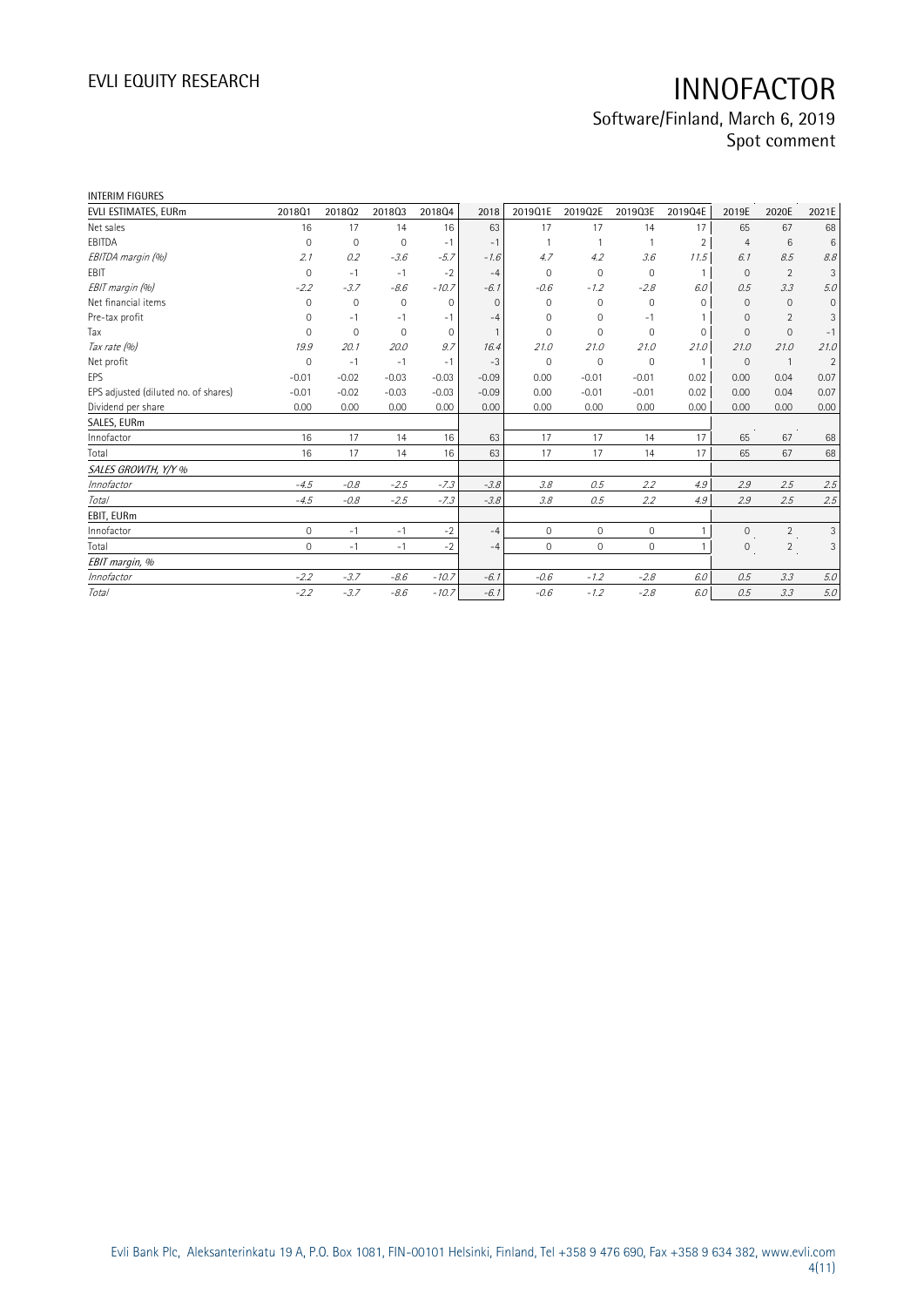INTERIM FIGURES

| EVLI ESTIMATES, EURm | 2018Q1 | 2018Q2 | 2018Q3 | 2018Q4 | 2018 | 2019Q1E | 2019Q2E | 2019Q3E | 2019Q4E | 2019E | 2020E | 2021E |
|---|---|---|---|---|---|---|---|---|---|---|---|---|
| Net sales | 16 | 17 | 14 | 16 | 63 | 17 | 17 | 14 | 17 | 65 | 67 | 68 |
| EBITDA | 0 | 0 | 0 | -1 | -1 | 1 | 1 | 1 | 2 | 4 | 6 | 6 |
| *EBITDA margin (%)* | *2.1* | *0.2* | *-3.6* | *-5.7* | *-1.6* | *4.7* | *4.2* | *3.6* | *11.5* | *6.1* | *8.5* | *8.8* |
| EBIT | 0 | -1 | -1 | -2 | -4 | 0 | 0 | 0 | 1 | 0 | 2 | 3 |
| *EBIT margin (%)* | *-2.2* | *-3.7* | *-8.6* | *-10.7* | *-6.1* | *-0.6* | *-1.2* | *-2.8* | *6.0* | *0.5* | *3.3* | *5.0* |
| Net financial items | 0 | 0 | 0 | 0 | 0 | 0 | 0 | 0 | 0 | 0 | 0 | 0 |
| Pre-tax profit | 0 | -1 | -1 | -1 | -4 | 0 | 0 | -1 | 1 | 0 | 2 | 3 |
| Tax | 0 | 0 | 0 | 0 | 1 | 0 | 0 | 0 | 0 | 0 | 0 | -1 |
| *Tax rate (%)* | *19.9* | *20.1* | *20.0* | *9.7* | *16.4* | *21.0* | *21.0* | *21.0* | *21.0* | *21.0* | *21.0* | *21.0* |
| Net profit | 0 | -1 | -1 | -1 | -3 | 0 | 0 | 0 | 1 | 0 | 1 | 2 |
| EPS | -0.01 | -0.02 | -0.03 | -0.03 | -0.09 | 0.00 | -0.01 | -0.01 | 0.02 | 0.00 | 0.04 | 0.07 |
| EPS adjusted (diluted no. of shares) | -0.01 | -0.02 | -0.03 | -0.03 | -0.09 | 0.00 | -0.01 | -0.01 | 0.02 | 0.00 | 0.04 | 0.07 |
| Dividend per share | 0.00 | 0.00 | 0.00 | 0.00 | 0.00 | 0.00 | 0.00 | 0.00 | 0.00 | 0.00 | 0.00 | 0.00 |
| **SALES, EURm** | | | | | | | | | | | | |
| Innofactor | 16 | 17 | 14 | 16 | 63 | 17 | 17 | 14 | 17 | 65 | 67 | 68 |
| Total | 16 | 17 | 14 | 16 | 63 | 17 | 17 | 14 | 17 | 65 | 67 | 68 |
| ***SALES GROWTH, Y/Y %*** | | | | | | | | | | | | |
| *Innofactor* | *-4.5* | *-0.8* | *-2.5* | *-7.3* | *-3.8* | *3.8* | *0.5* | *2.2* | *4.9* | *2.9* | *2.5* | *2.5* |
| *Total* | *-4.5* | *-0.8* | *-2.5* | *-7.3* | *-3.8* | *3.8* | *0.5* | *2.2* | *4.9* | *2.9* | *2.5* | *2.5* |
| **EBIT, EURm** | | | | | | | | | | | | |
| Innofactor | 0 | -1 | -1 | -2 | -4 | 0 | 0 | 0 | 1 | 0 | 2 | 3 |
| Total | 0 | -1 | -1 | -2 | -4 | 0 | 0 | 0 | 1 | 0 | 2 | 3 |
| ***EBIT margin, %*** | | | | | | | | | | | | |
| *Innofactor* | *-2.2* | *-3.7* | *-8.6* | *-10.7* | *-6.1* | *-0.6* | *-1.2* | *-2.8* | *6.0* | *0.5* | *3.3* | *5.0* |
| *Total* | *-2.2* | *-3.7* | *-8.6* | *-10.7* | *-6.1* | *-0.6* | *-1.2* | *-2.8* | *6.0* | *0.5* | *3.3* | *5.0* |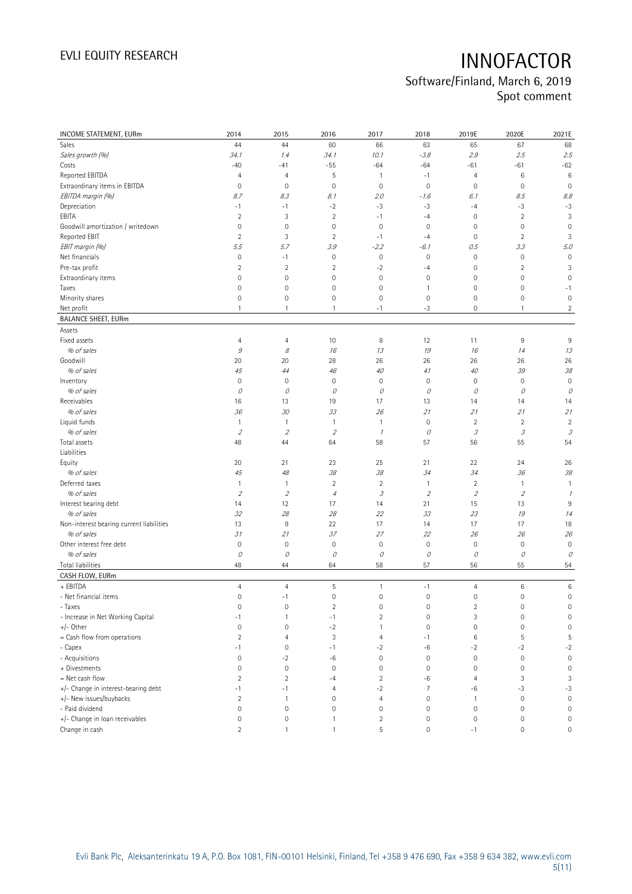| INCOME STATEMENT, EURm | 2014 | 2015 | 2016 | 2017 | 2018 | 2019E | 2020E | 2021E |
|---|---|---|---|---|---|---|---|---|
| Sales | 44 | 44 | 60 | 66 | 63 | 65 | 67 | 68 |
| *Sales growth (%)* | *34.1* | *1.4* | *34.1* | *10.1* | *-3.8* | *2.9* | *2.5* | *2.5* |
| Costs | -40 | -41 | -55 | -64 | -64 | -61 | -61 | -62 |
| Reported EBITDA | 4 | 4 | 5 | 1 | -1 | 4 | 6 | 6 |
| Extraordinary items in EBITDA | 0 | 0 | 0 | 0 | 0 | 0 | 0 | 0 |
| *EBITDA margin (%)* | *8.7* | *8.3* | *8.1* | *2.0* | *-1.6* | *6.1* | *8.5* | *8.8* |
| Depreciation | -1 | -1 | -2 | -3 | -3 | -4 | -3 | -3 |
| EBITA | 2 | 3 | 2 | -1 | -4 | 0 | 2 | 3 |
| Goodwill amortization / writedown | 0 | 0 | 0 | 0 | 0 | 0 | 0 | 0 |
| Reported EBIT | 2 | 3 | 2 | -1 | -4 | 0 | 2 | 3 |
| *EBIT margin (%)* | *5.5* | *5.7* | *3.9* | *-2.2* | *-6.1* | *0.5* | *3.3* | *5.0* |
| Net financials | 0 | -1 | 0 | 0 | 0 | 0 | 0 | 0 |
| Pre-tax profit | 2 | 2 | 2 | -2 | -4 | 0 | 2 | 3 |
| Extraordinary items | 0 | 0 | 0 | 0 | 0 | 0 | 0 | 0 |
| Taxes | 0 | 0 | 0 | 0 | 1 | 0 | 0 | -1 |
| Minority shares | 0 | 0 | 0 | 0 | 0 | 0 | 0 | 0 |
| Net profit | 1 | 1 | 1 | -1 | -3 | 0 | 1 | 2 |
| **BALANCE SHEET, EURm** | | | | | | | | |
| Assets | | | | | | | | |
| Fixed assets | 4 | 4 | 10 | 8 | 12 | 11 | 9 | 9 |
| *% of sales* | *9* | *8* | *16* | *13* | *19* | *16* | *14* | *13* |
| Goodwill | 20 | 20 | 28 | 26 | 26 | 26 | 26 | 26 |
| *% of sales* | *45* | *44* | *46* | *40* | *41* | *40* | *39* | *38* |
| Inventory | 0 | 0 | 0 | 0 | 0 | 0 | 0 | 0 |
| *% of sales* | *0* | *0* | *0* | *0* | *0* | *0* | *0* | *0* |
| Receivables | 16 | 13 | 19 | 17 | 13 | 14 | 14 | 14 |
| *% of sales* | *36* | *30* | *33* | *26* | *21* | *21* | *21* | *21* |
| Liquid funds | 1 | 1 | 1 | 1 | 0 | 2 | 2 | 2 |
| *% of sales* | *2* | *2* | *2* | *1* | *0* | *3* | *3* | *3* |
| Total assets | 48 | 44 | 64 | 58 | 57 | 56 | 55 | 54 |
| Liabilities | | | | | | | | |
| Equity | 20 | 21 | 23 | 25 | 21 | 22 | 24 | 26 |
| *% of sales* | *45* | *48* | *38* | *38* | *34* | *34* | *36* | *38* |
| Deferred taxes | 1 | 1 | 2 | 2 | 1 | 2 | 1 | 1 |
| *% of sales* | *2* | *2* | *4* | *3* | *2* | *2* | *2* | *1* |
| Interest bearing debt | 14 | 12 | 17 | 14 | 21 | 15 | 13 | 9 |
| *% of sales* | *32* | *28* | *28* | *22* | *33* | *23* | *19* | *14* |
| Non-interest bearing current liabilities | 13 | 9 | 22 | 17 | 14 | 17 | 17 | 18 |
| *% of sales* | *31* | *21* | *37* | *27* | *22* | *26* | *26* | *26* |
| Other interest free debt | 0 | 0 | 0 | 0 | 0 | 0 | 0 | 0 |
| *% of sales* | *0* | *0* | *0* | *0* | *0* | *0* | *0* | *0* |
| Total liabilities | 48 | 44 | 64 | 58 | 57 | 56 | 55 | 54 |
| **CASH FLOW, EURm** | | | | | | | | |
| + EBITDA | 4 | 4 | 5 | 1 | -1 | 4 | 6 | 6 |
| - Net financial items | 0 | -1 | 0 | 0 | 0 | 0 | 0 | 0 |
| - Taxes | 0 | 0 | 2 | 0 | 0 | 2 | 0 | 0 |
| - Increase in Net Working Capital | -1 | 1 | -1 | 2 | 0 | 3 | 0 | 0 |
| +/- Other | 0 | 0 | -2 | 1 | 0 | 0 | 0 | 0 |
| = Cash flow from operations | 2 | 4 | 3 | 4 | -1 | 6 | 5 | 5 |
| - Capex | -1 | 0 | -1 | -2 | -6 | -2 | -2 | -2 |
| - Acquisitions | 0 | -2 | -6 | 0 | 0 | 0 | 0 | 0 |
| + Divestments | 0 | 0 | 0 | 0 | 0 | 0 | 0 | 0 |
| = Net cash flow | 2 | 2 | -4 | 2 | -6 | 4 | 3 | 3 |
| +/- Change in interest-bearing debt | -1 | -1 | 4 | -2 | 7 | -6 | -3 | -3 |
| +/- New issues/buybacks | 2 | 1 | 0 | 4 | 0 | 1 | 0 | 0 |
| - Paid dividend | 0 | 0 | 0 | 0 | 0 | 0 | 0 | 0 |
| +/- Change in loan receivables | 0 | 0 | 1 | 2 | 0 | 0 | 0 | 0 |
| Change in cash | 2 | 1 | 1 | 5 | 0 | -1 | 0 | 0 |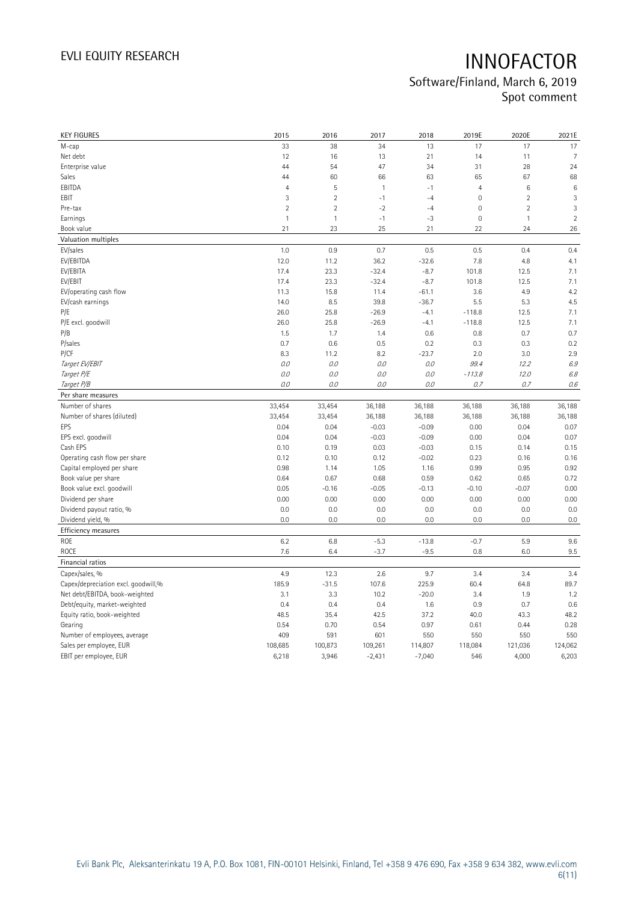# INNOFACTOR

Software/Finland, March 6, 2019
Spot comment

| KEY FIGURES | 2015 | 2016 | 2017 | 2018 | 2019E | 2020E | 2021E |
|---|---|---|---|---|---|---|---|
| M-cap | 33 | 38 | 34 | 13 | 17 | 17 | 17 |
| Net debt | 12 | 16 | 13 | 21 | 14 | 11 | 7 |
| Enterprise value | 44 | 54 | 47 | 34 | 31 | 28 | 24 |
| Sales | 44 | 60 | 66 | 63 | 65 | 67 | 68 |
| EBITDA | 4 | 5 | 1 | -1 | 4 | 6 | 6 |
| EBIT | 3 | 2 | -1 | -4 | 0 | 2 | 3 |
| Pre-tax | 2 | 2 | -2 | -4 | 0 | 2 | 3 |
| Earnings | 1 | 1 | -1 | -3 | 0 | 1 | 2 |
| Book value | 21 | 23 | 25 | 21 | 22 | 24 | 26 |
| **Valuation multiples** | | | | | | | |
| EV/sales | 1.0 | 0.9 | 0.7 | 0.5 | 0.5 | 0.4 | 0.4 |
| EV/EBITDA | 12.0 | 11.2 | 36.2 | -32.6 | 7.8 | 4.8 | 4.1 |
| EV/EBITA | 17.4 | 23.3 | -32.4 | -8.7 | 101.8 | 12.5 | 7.1 |
| EV/EBIT | 17.4 | 23.3 | -32.4 | -8.7 | 101.8 | 12.5 | 7.1 |
| EV/operating cash flow | 11.3 | 15.8 | 11.4 | -61.1 | 3.6 | 4.9 | 4.2 |
| EV/cash earnings | 14.0 | 8.5 | 39.8 | -36.7 | 5.5 | 5.3 | 4.5 |
| P/E | 26.0 | 25.8 | -26.9 | -4.1 | -118.8 | 12.5 | 7.1 |
| P/E excl. goodwill | 26.0 | 25.8 | -26.9 | -4.1 | -118.8 | 12.5 | 7.1 |
| P/B | 1.5 | 1.7 | 1.4 | 0.6 | 0.8 | 0.7 | 0.7 |
| P/sales | 0.7 | 0.6 | 0.5 | 0.2 | 0.3 | 0.3 | 0.2 |
| P/CF | 8.3 | 11.2 | 8.2 | -23.7 | 2.0 | 3.0 | 2.9 |
| *Target EV/EBIT* | *0.0* | *0.0* | *0.0* | *0.0* | *99.4* | *12.2* | *6.9* |
| *Target P/E* | *0.0* | *0.0* | *0.0* | *0.0* | *-113.8* | *12.0* | *6.8* |
| *Target P/B* | *0.0* | *0.0* | *0.0* | *0.0* | *0.7* | *0.7* | *0.6* |
| **Per share measures** | | | | | | | |
| Number of shares | 33,454 | 33,454 | 36,188 | 36,188 | 36,188 | 36,188 | 36,188 |
| Number of shares (diluted) | 33,454 | 33,454 | 36,188 | 36,188 | 36,188 | 36,188 | 36,188 |
| EPS | 0.04 | 0.04 | -0.03 | -0.09 | 0.00 | 0.04 | 0.07 |
| EPS excl. goodwill | 0.04 | 0.04 | -0.03 | -0.09 | 0.00 | 0.04 | 0.07 |
| Cash EPS | 0.10 | 0.19 | 0.03 | -0.03 | 0.15 | 0.14 | 0.15 |
| Operating cash flow per share | 0.12 | 0.10 | 0.12 | -0.02 | 0.23 | 0.16 | 0.16 |
| Capital employed per share | 0.98 | 1.14 | 1.05 | 1.16 | 0.99 | 0.95 | 0.92 |
| Book value per share | 0.64 | 0.67 | 0.68 | 0.59 | 0.62 | 0.65 | 0.72 |
| Book value excl. goodwill | 0.05 | -0.16 | -0.05 | -0.13 | -0.10 | -0.07 | 0.00 |
| Dividend per share | 0.00 | 0.00 | 0.00 | 0.00 | 0.00 | 0.00 | 0.00 |
| Dividend payout ratio, % | 0.0 | 0.0 | 0.0 | 0.0 | 0.0 | 0.0 | 0.0 |
| Dividend yield, % | 0.0 | 0.0 | 0.0 | 0.0 | 0.0 | 0.0 | 0.0 |
| **Efficiency measures** | | | | | | | |
| ROE | 6.2 | 6.8 | -5.3 | -13.8 | -0.7 | 5.9 | 9.6 |
| ROCE | 7.6 | 6.4 | -3.7 | -9.5 | 0.8 | 6.0 | 9.5 |
| **Financial ratios** | | | | | | | |
| Capex/sales, % | 4.9 | 12.3 | 2.6 | 9.7 | 3.4 | 3.4 | 3.4 |
| Capex/depreciation excl. goodwill,% | 185.9 | -31.5 | 107.6 | 225.9 | 60.4 | 64.8 | 89.7 |
| Net debt/EBITDA, book-weighted | 3.1 | 3.3 | 10.2 | -20.0 | 3.4 | 1.9 | 1.2 |
| Debt/equity, market-weighted | 0.4 | 0.4 | 0.4 | 1.6 | 0.9 | 0.7 | 0.6 |
| Equity ratio, book-weighted | 48.5 | 35.4 | 42.5 | 37.2 | 40.0 | 43.3 | 48.2 |
| Gearing | 0.54 | 0.70 | 0.54 | 0.97 | 0.61 | 0.44 | 0.28 |
| Number of employees, average | 409 | 591 | 601 | 550 | 550 | 550 | 550 |
| Sales per employee, EUR | 108,685 | 100,873 | 109,261 | 114,807 | 118,084 | 121,036 | 124,062 |
| EBIT per employee, EUR | 6,218 | 3,946 | -2,431 | -7,040 | 546 | 4,000 | 6,203 |

Evli Bank Plc, Aleksanterinkatu 19 A, P.O. Box 1081, FIN-00101 Helsinki, Finland, Tel +358 9 476 690, Fax +358 9 634 382, www.evli.com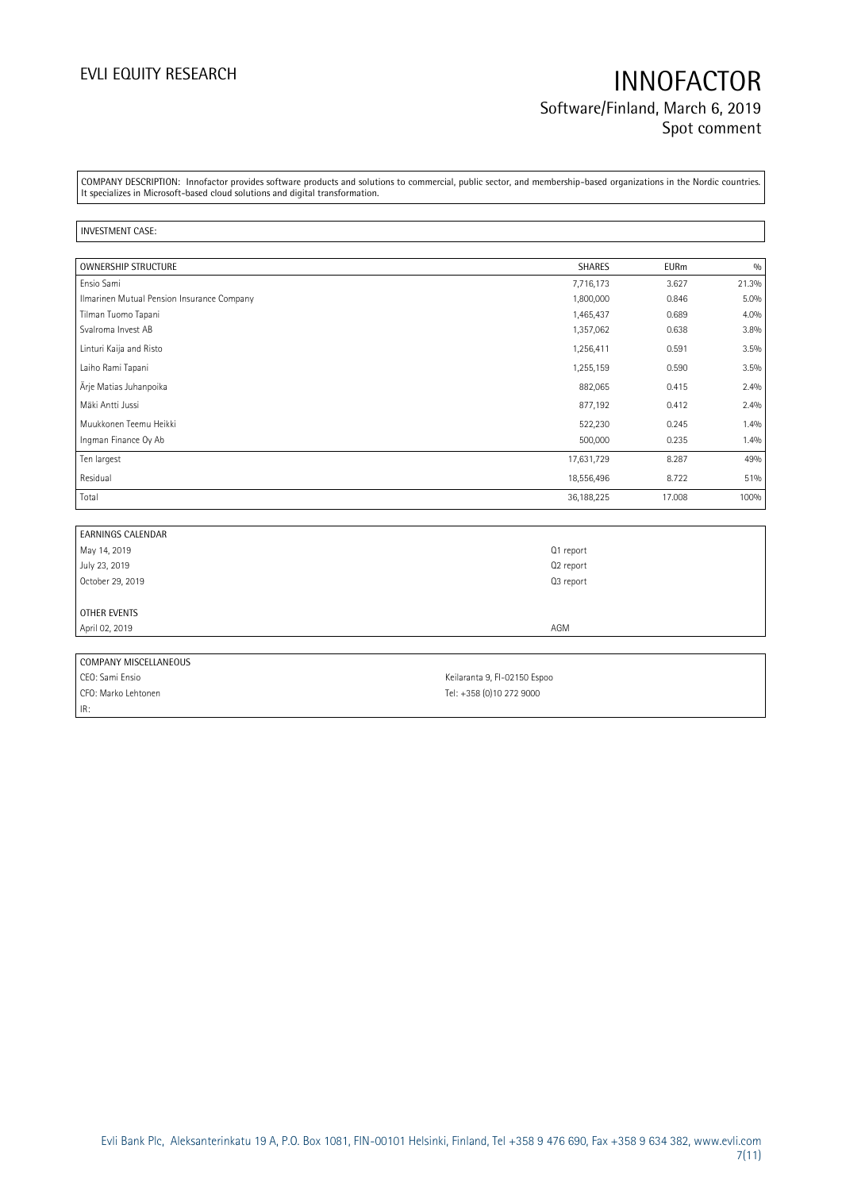COMPANY DESCRIPTION: Innofactor provides software products and solutions to commercial, public sector, and membership-based organizations in the Nordic countries. It specializes in Microsoft-based cloud solutions and digital transformation.

INVESTMENT CASE:

| OWNERSHIP STRUCTURE | SHARES | EURm | % |
|---|---|---|---|
| Ensio Sami | 7,716,173 | 3.627 | 21.3% |
| Ilmarinen Mutual Pension Insurance Company | 1,800,000 | 0.846 | 5.0% |
| Tilman Tuomo Tapani | 1,465,437 | 0.689 | 4.0% |
| Svalroma Invest AB | 1,357,062 | 0.638 | 3.8% |
| Linturi Kaija and Risto | 1,256,411 | 0.591 | 3.5% |
| Laiho Rami Tapani | 1,255,159 | 0.590 | 3.5% |
| Ärje Matias Juhanpoika | 882,065 | 0.415 | 2.4% |
| Mäki Antti Jussi | 877,192 | 0.412 | 2.4% |
| Muukkonen Teemu Heikki | 522,230 | 0.245 | 1.4% |
| Ingman Finance Oy Ab | 500,000 | 0.235 | 1.4% |
| Ten largest | 17,631,729 | 8.287 | 49% |
| Residual | 18,556,496 | 8.722 | 51% |
| Total | 36,188,225 | 17.008 | 100% |

| EARNINGS CALENDAR | |
|---|---|
| May 14, 2019 | Q1 report |
| July 23, 2019 | Q2 report |
| October 29, 2019 | Q3 report |
| | |
| OTHER EVENTS | |
| April 02, 2019 | AGM |

| COMPANY MISCELLANEOUS | |
|---|---|
| CEO: Sami Ensio | Keilaranta 9, FI-02150 Espoo |
| CFO: Marko Lehtonen | Tel: +358 (0)10 272 9000 |
| IR: | |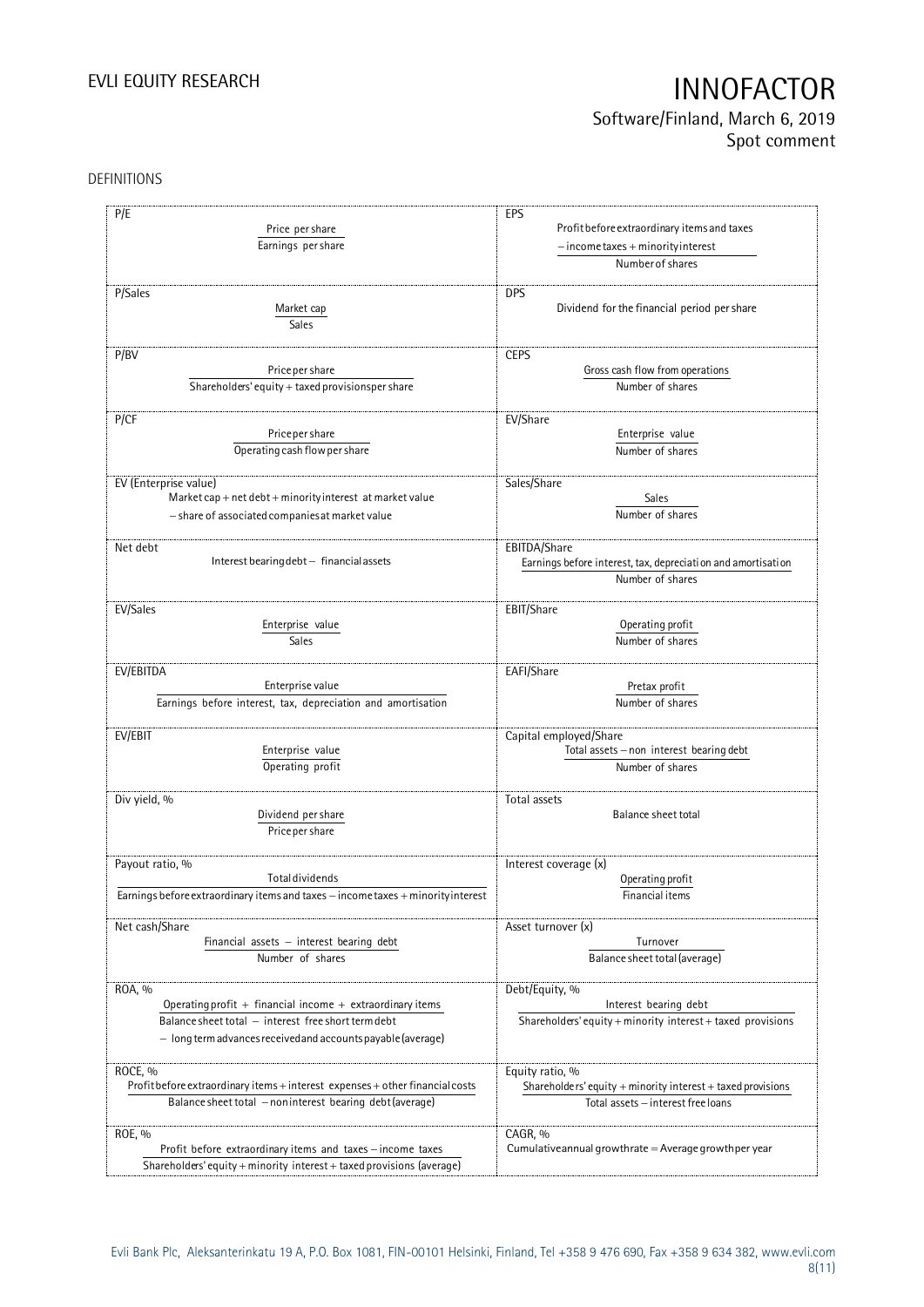DEFINITIONS

| | |
|---|---|
| **P/E**<br>$$\frac{\text{Price per share}}{\text{Earnings per share}}$$ | **EPS**<br>$$\frac{\text{Profit before extraordinary items and taxes} - \text{income taxes} + \text{minority interest}}{\text{Number of shares}}$$ |
| **P/Sales**<br>$$\frac{\text{Market cap}}{\text{Sales}}$$ | **DPS**<br>Dividend for the financial period per share |
| **P/BV**<br>$$\frac{\text{Price per share}}{\text{Shareholders' equity} + \text{taxed provisions per share}}$$ | **CEPS**<br>$$\frac{\text{Gross cash flow from operations}}{\text{Number of shares}}$$ |
| **P/CF**<br>$$\frac{\text{Price per share}}{\text{Operating cash flow per share}}$$ | **EV/Share**<br>$$\frac{\text{Enterprise value}}{\text{Number of shares}}$$ |
| **EV (Enterprise value)**<br>Market cap + net debt + minority interest at market value − share of associated companies at market value | **Sales/Share**<br>$$\frac{\text{Sales}}{\text{Number of shares}}$$ |
| **Net debt**<br>Interest bearing debt − financial assets | **EBITDA/Share**<br>$$\frac{\text{Earnings before interest, tax, depreciation and amortisation}}{\text{Number of shares}}$$ |
| **EV/Sales**<br>$$\frac{\text{Enterprise value}}{\text{Sales}}$$ | **EBIT/Share**<br>$$\frac{\text{Operating profit}}{\text{Number of shares}}$$ |
| **EV/EBITDA**<br>$$\frac{\text{Enterprise value}}{\text{Earnings before interest, tax, depreciation and amortisation}}$$ | **EAFI/Share**<br>$$\frac{\text{Pretax profit}}{\text{Number of shares}}$$ |
| **EV/EBIT**<br>$$\frac{\text{Enterprise value}}{\text{Operating profit}}$$ | **Capital employed/Share**<br>$$\frac{\text{Total assets} - \text{non interest bearing debt}}{\text{Number of shares}}$$ |
| **Div yield, %**<br>$$\frac{\text{Dividend per share}}{\text{Price per share}}$$ | **Total assets**<br>Balance sheet total |
| **Payout ratio, %**<br>$$\frac{\text{Total dividends}}{\text{Earnings before extraordinary items and taxes} - \text{income taxes} + \text{minority interest}}$$ | **Interest coverage (x)**<br>$$\frac{\text{Operating profit}}{\text{Financial items}}$$ |
| **Net cash/Share**<br>$$\frac{\text{Financial assets} - \text{interest bearing debt}}{\text{Number of shares}}$$ | **Asset turnover (x)**<br>$$\frac{\text{Turnover}}{\text{Balance sheet total (average)}}$$ |
| **ROA, %**<br>$$\frac{\text{Operating profit} + \text{financial income} + \text{extraordinary items}}{\text{Balance sheet total} - \text{interest free short term debt} - \text{long term advances received and accounts payable (average)}}$$ | **Debt/Equity, %**<br>$$\frac{\text{Interest bearing debt}}{\text{Shareholders' equity} + \text{minority interest} + \text{taxed provisions}}$$ |
| **ROCE, %**<br>$$\frac{\text{Profit before extraordinary items} + \text{interest expenses} + \text{other financial costs}}{\text{Balance sheet total} - \text{noninterest bearing debt (average)}}$$ | **Equity ratio, %**<br>$$\frac{\text{Shareholders' equity} + \text{minority interest} + \text{taxed provisions}}{\text{Total assets} - \text{interest free loans}}$$ |
| **ROE, %**<br>$$\frac{\text{Profit before extraordinary items and taxes} - \text{income taxes}}{\text{Shareholders' equity} + \text{minority interest} + \text{taxed provisions (average)}}$$ | **CAGR, %**<br>Cumulative annual growth rate = Average growth per year |

Evli Bank Plc, Aleksanterinkatu 19 A, P.O. Box 1081, FIN-00101 Helsinki, Finland, Tel +358 9 476 690, Fax +358 9 634 382, www.evli.com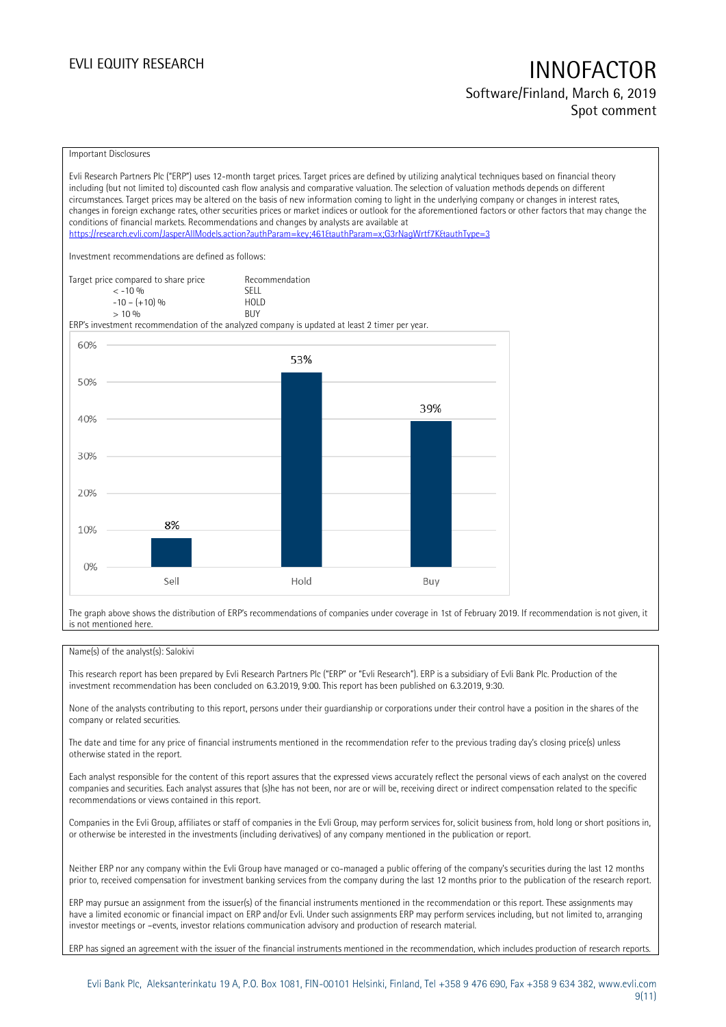Important Disclosures

Evli Research Partners Plc ("ERP") uses 12-month target prices. Target prices are defined by utilizing analytical techniques based on financial theory including (but not limited to) discounted cash flow analysis and comparative valuation. The selection of valuation methods depends on different circumstances. Target prices may be altered on the basis of new information coming to light in the underlying company or changes in interest rates, changes in foreign exchange rates, other securities prices or market indices or outlook for the aforementioned factors or other factors that may change the conditions of financial markets. Recommendations and changes by analysts are available at https://research.evli.com/JasperAllModels.action?authParam=key;461&authParam=x;G3rNagWrtf7K&authType=3

Investment recommendations are defined as follows:

| Target price compared to share price | Recommendation |
|---|---|
| < -10 % | SELL |
| -10 – (+10) % | HOLD |
| > 10 % | BUY |

ERP's investment recommendation of the analyzed company is updated at least 2 timer per year.

| Recommendation | Share |
|---|---|
| Sell | 8% |
| Hold | 53% |
| Buy | 39% |

The graph above shows the distribution of ERP's recommendations of companies under coverage in 1st of February 2019. If recommendation is not given, it is not mentioned here.

Name(s) of the analyst(s): Salokivi

This research report has been prepared by Evli Research Partners Plc ("ERP" or "Evli Research"). ERP is a subsidiary of Evli Bank Plc. Production of the investment recommendation has been concluded on 6.3.2019, 9:00. This report has been published on 6.3.2019, 9:30.

None of the analysts contributing to this report, persons under their guardianship or corporations under their control have a position in the shares of the company or related securities.

The date and time for any price of financial instruments mentioned in the recommendation refer to the previous trading day's closing price(s) unless otherwise stated in the report.

Each analyst responsible for the content of this report assures that the expressed views accurately reflect the personal views of each analyst on the covered companies and securities. Each analyst assures that (s)he has not been, nor are or will be, receiving direct or indirect compensation related to the specific recommendations or views contained in this report.

Companies in the Evli Group, affiliates or staff of companies in the Evli Group, may perform services for, solicit business from, hold long or short positions in, or otherwise be interested in the investments (including derivatives) of any company mentioned in the publication or report.

Neither ERP nor any company within the Evli Group have managed or co-managed a public offering of the company's securities during the last 12 months prior to, received compensation for investment banking services from the company during the last 12 months prior to the publication of the research report.

ERP may pursue an assignment from the issuer(s) of the financial instruments mentioned in the recommendation or this report. These assignments may have a limited economic or financial impact on ERP and/or Evli. Under such assignments ERP may perform services including, but not limited to, arranging investor meetings or –events, investor relations communication advisory and production of research material.

ERP has signed an agreement with the issuer of the financial instruments mentioned in the recommendation, which includes production of research reports.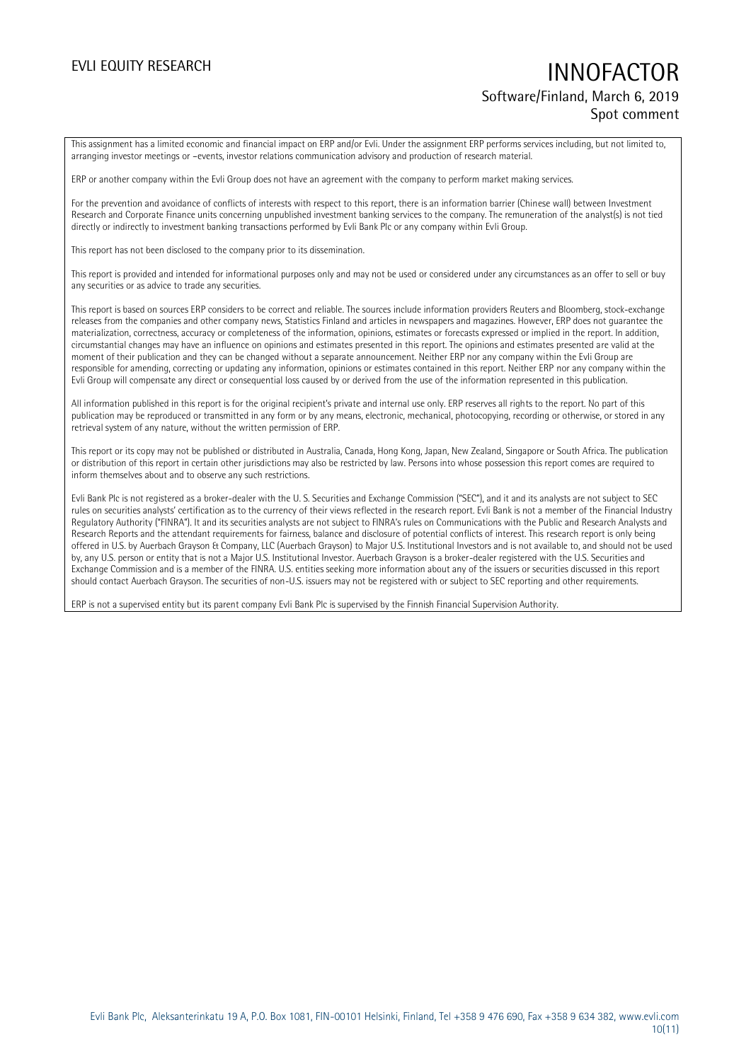This assignment has a limited economic and financial impact on ERP and/or Evli. Under the assignment ERP performs services including, but not limited to, arranging investor meetings or –events, investor relations communication advisory and production of research material.

ERP or another company within the Evli Group does not have an agreement with the company to perform market making services.

For the prevention and avoidance of conflicts of interests with respect to this report, there is an information barrier (Chinese wall) between Investment Research and Corporate Finance units concerning unpublished investment banking services to the company. The remuneration of the analyst(s) is not tied directly or indirectly to investment banking transactions performed by Evli Bank Plc or any company within Evli Group.

This report has not been disclosed to the company prior to its dissemination.

This report is provided and intended for informational purposes only and may not be used or considered under any circumstances as an offer to sell or buy any securities or as advice to trade any securities.

This report is based on sources ERP considers to be correct and reliable. The sources include information providers Reuters and Bloomberg, stock-exchange releases from the companies and other company news, Statistics Finland and articles in newspapers and magazines. However, ERP does not guarantee the materialization, correctness, accuracy or completeness of the information, opinions, estimates or forecasts expressed or implied in the report. In addition, circumstantial changes may have an influence on opinions and estimates presented in this report. The opinions and estimates presented are valid at the moment of their publication and they can be changed without a separate announcement. Neither ERP nor any company within the Evli Group are responsible for amending, correcting or updating any information, opinions or estimates contained in this report. Neither ERP nor any company within the Evli Group will compensate any direct or consequential loss caused by or derived from the use of the information represented in this publication.

All information published in this report is for the original recipient's private and internal use only. ERP reserves all rights to the report. No part of this publication may be reproduced or transmitted in any form or by any means, electronic, mechanical, photocopying, recording or otherwise, or stored in any retrieval system of any nature, without the written permission of ERP.

This report or its copy may not be published or distributed in Australia, Canada, Hong Kong, Japan, New Zealand, Singapore or South Africa. The publication or distribution of this report in certain other jurisdictions may also be restricted by law. Persons into whose possession this report comes are required to inform themselves about and to observe any such restrictions.

Evli Bank Plc is not registered as a broker-dealer with the U. S. Securities and Exchange Commission ("SEC"), and it and its analysts are not subject to SEC rules on securities analysts' certification as to the currency of their views reflected in the research report. Evli Bank is not a member of the Financial Industry Regulatory Authority ("FINRA"). It and its securities analysts are not subject to FINRA's rules on Communications with the Public and Research Analysts and Research Reports and the attendant requirements for fairness, balance and disclosure of potential conflicts of interest. This research report is only being offered in U.S. by Auerbach Grayson & Company, LLC (Auerbach Grayson) to Major U.S. Institutional Investors and is not available to, and should not be used by, any U.S. person or entity that is not a Major U.S. Institutional Investor. Auerbach Grayson is a broker-dealer registered with the U.S. Securities and Exchange Commission and is a member of the FINRA. U.S. entities seeking more information about any of the issuers or securities discussed in this report should contact Auerbach Grayson. The securities of non-U.S. issuers may not be registered with or subject to SEC reporting and other requirements.

ERP is not a supervised entity but its parent company Evli Bank Plc is supervised by the Finnish Financial Supervision Authority.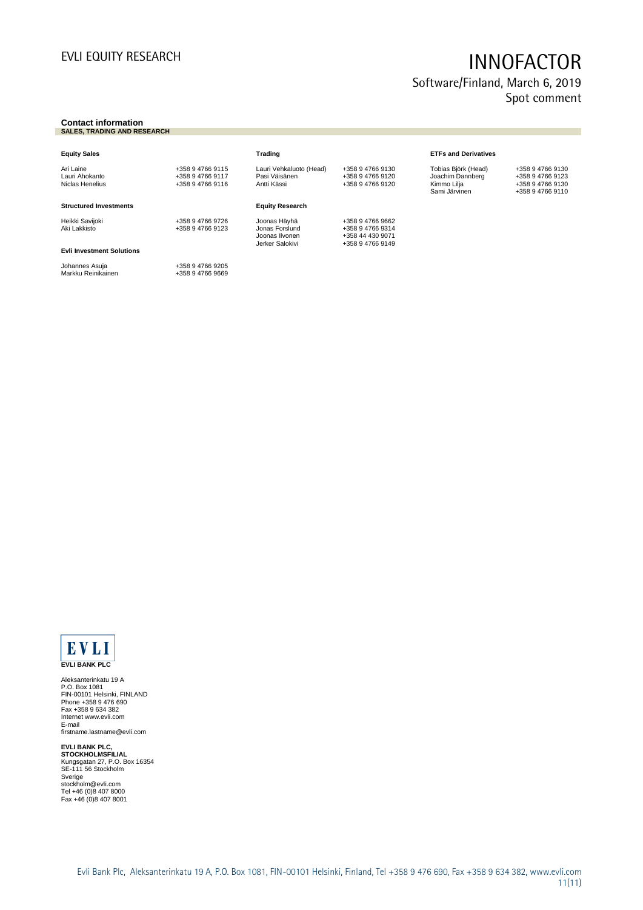## Contact information

**SALES, TRADING AND RESEARCH**

**Equity Sales**

| | |
|---|---|
| Ari Laine | +358 9 4766 9115 |
| Lauri Ahokanto | +358 9 4766 9117 |
| Niclas Henelius | +358 9 4766 9116 |

**Structured Investments**

| | |
|---|---|
| Heikki Savijoki | +358 9 4766 9726 |
| Aki Lakkisto | +358 9 4766 9123 |

**Evli Investment Solutions**

| | |
|---|---|
| Johannes Asuja | +358 9 4766 9205 |
| Markku Reinikainen | +358 9 4766 9669 |

**Trading**

| | |
|---|---|
| Lauri Vehkaluoto (Head) | +358 9 4766 9130 |
| Pasi Väisänen | +358 9 4766 9120 |
| Antti Kässi | +358 9 4766 9120 |

**Equity Research**

| | |
|---|---|
| Joonas Häyhä | +358 9 4766 9662 |
| Jonas Forslund | +358 9 4766 9314 |
| Joonas Ilvonen | +358 44 430 9071 |
| Jerker Salokivi | +358 9 4766 9149 |

**ETFs and Derivatives**

| | |
|---|---|
| Tobias Björk (Head) | +358 9 4766 9130 |
| Joachim Dannberg | +358 9 4766 9123 |
| Kimmo Lilja | +358 9 4766 9130 |
| Sami Järvinen | +358 9 4766 9110 |

**EVLI BANK PLC**

Aleksanterinkatu 19 A
P.O. Box 1081
FIN-00101 Helsinki, FINLAND
Phone +358 9 476 690
Fax +358 9 634 382
Internet www.evli.com
E-mail
firstname.lastname@evli.com

**EVLI BANK PLC, STOCKHOLMSFILIAL**
Kungsgatan 27, P.O. Box 16354
SE-111 56 Stockholm
Sverige
stockholm@evli.com
Tel +46 (0)8 407 8000
Fax +46 (0)8 407 8001